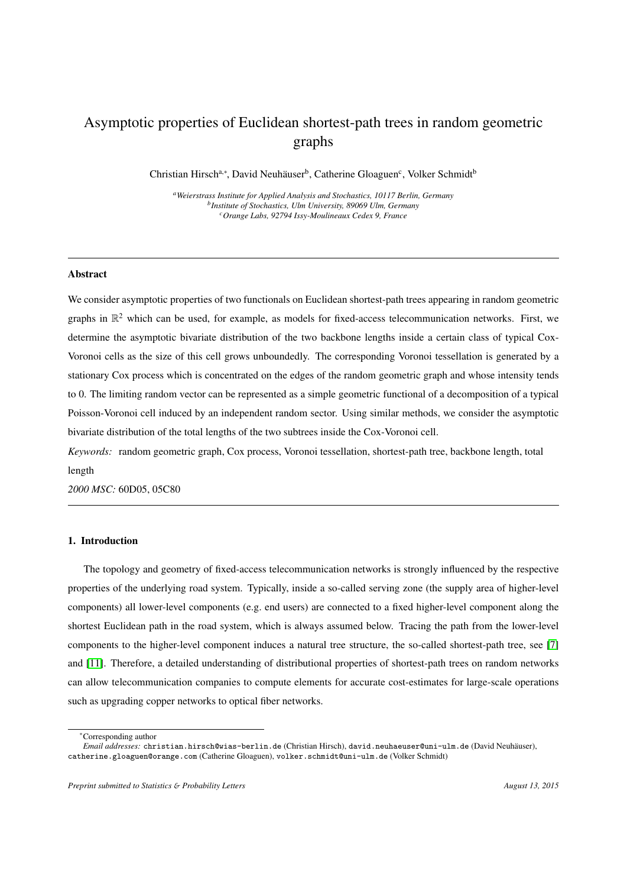# Asymptotic properties of Euclidean shortest-path trees in random geometric graphs

Christian Hirsch[a,*], David Neuhäuser[b], Catherine Gloaguen[c], Volker Schmidt[b]

[a] *Weierstrass Institute for Applied Analysis and Stochastics, 10117 Berlin, Germany*
[b] *Institute of Stochastics, Ulm University, 89069 Ulm, Germany*
[c] *Orange Labs, 92794 Issy-Moulineaux Cedex 9, France*

---

## Abstract

We consider asymptotic properties of two functionals on Euclidean shortest-path trees appearing in random geometric graphs in $\mathbb{R}^2$ which can be used, for example, as models for fixed-access telecommunication networks. First, we determine the asymptotic bivariate distribution of the two backbone lengths inside a certain class of typical Cox-Voronoi cells as the size of this cell grows unboundedly. The corresponding Voronoi tessellation is generated by a stationary Cox process which is concentrated on the edges of the random geometric graph and whose intensity tends to 0. The limiting random vector can be represented as a simple geometric functional of a decomposition of a typical Poisson-Voronoi cell induced by an independent random sector. Using similar methods, we consider the asymptotic bivariate distribution of the total lengths of the two subtrees inside the Cox-Voronoi cell.

*Keywords:* random geometric graph, Cox process, Voronoi tessellation, shortest-path tree, backbone length, total length

*2000 MSC:* 60D05, 05C80

---

## 1. Introduction

The topology and geometry of fixed-access telecommunication networks is strongly influenced by the respective properties of the underlying road system. Typically, inside a so-called serving zone (the supply area of higher-level components) all lower-level components (e.g. end users) are connected to a fixed higher-level component along the shortest Euclidean path in the road system, which is always assumed below. Tracing the path from the lower-level components to the higher-level component induces a natural tree structure, the so-called shortest-path tree, see [7] and [11]. Therefore, a detailed understanding of distributional properties of shortest-path trees on random networks can allow telecommunication companies to compute elements for accurate cost-estimates for large-scale operations such as upgrading copper networks to optical fiber networks.

*Corresponding author
*Email addresses:* christian.hirsch@wias-berlin.de (Christian Hirsch), david.neuhaeuser@uni-ulm.de (David Neuhäuser), catherine.gloaguen@orange.com (Catherine Gloaguen), volker.schmidt@uni-ulm.de (Volker Schmidt)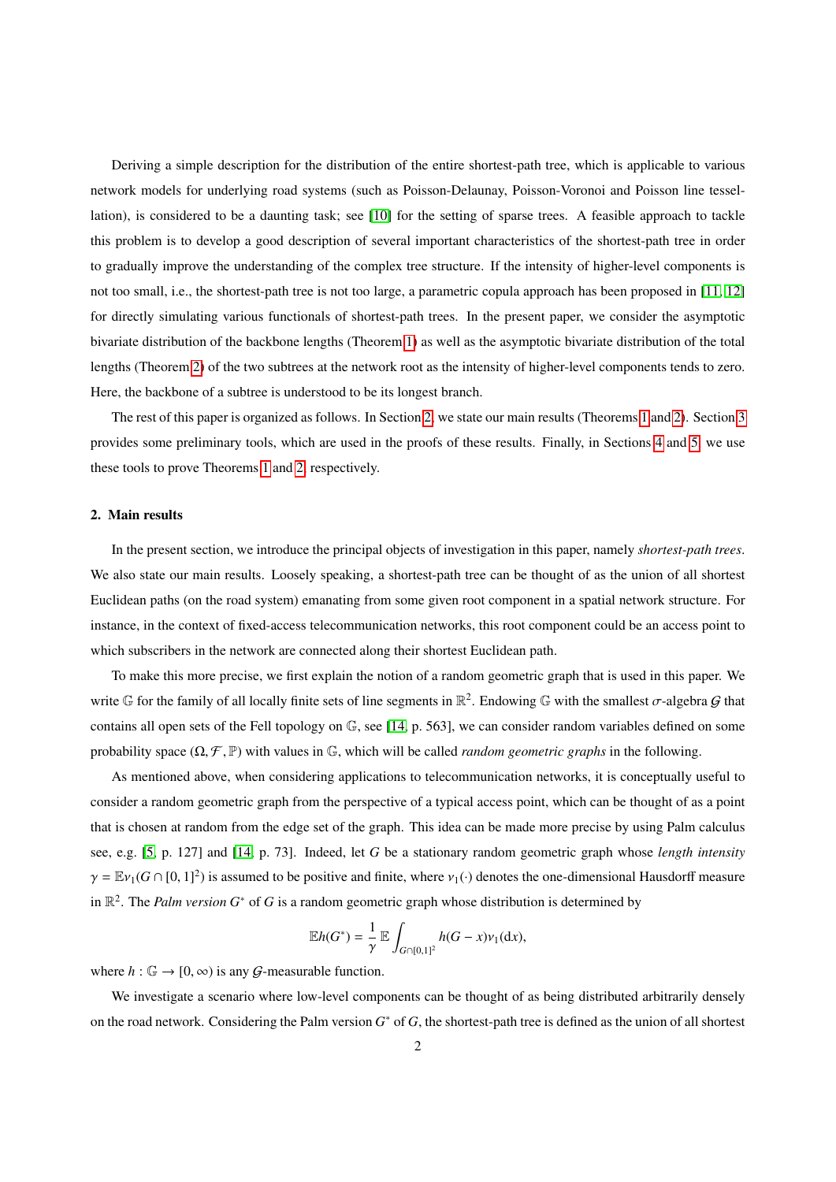Deriving a simple description for the distribution of the entire shortest-path tree, which is applicable to various network models for underlying road systems (such as Poisson-Delaunay, Poisson-Voronoi and Poisson line tessellation), is considered to be a daunting task; see [10] for the setting of sparse trees. A feasible approach to tackle this problem is to develop a good description of several important characteristics of the shortest-path tree in order to gradually improve the understanding of the complex tree structure. If the intensity of higher-level components is not too small, i.e., the shortest-path tree is not too large, a parametric copula approach has been proposed in [11, 12] for directly simulating various functionals of shortest-path trees. In the present paper, we consider the asymptotic bivariate distribution of the backbone lengths (Theorem 1) as well as the asymptotic bivariate distribution of the total lengths (Theorem 2) of the two subtrees at the network root as the intensity of higher-level components tends to zero. Here, the backbone of a subtree is understood to be its longest branch.

The rest of this paper is organized as follows. In Section 2, we state our main results (Theorems 1 and 2). Section 3 provides some preliminary tools, which are used in the proofs of these results. Finally, in Sections 4 and 5, we use these tools to prove Theorems 1 and 2, respectively.

## 2. Main results

In the present section, we introduce the principal objects of investigation in this paper, namely *shortest-path trees*. We also state our main results. Loosely speaking, a shortest-path tree can be thought of as the union of all shortest Euclidean paths (on the road system) emanating from some given root component in a spatial network structure. For instance, in the context of fixed-access telecommunication networks, this root component could be an access point to which subscribers in the network are connected along their shortest Euclidean path.

To make this more precise, we first explain the notion of a random geometric graph that is used in this paper. We write $\mathbb{G}$ for the family of all locally finite sets of line segments in $\mathbb{R}^2$. Endowing $\mathbb{G}$ with the smallest $\sigma$-algebra $\mathcal{G}$ that contains all open sets of the Fell topology on $\mathbb{G}$, see [14, p. 563], we can consider random variables defined on some probability space $(\Omega, \mathcal{F}, \mathbb{P})$ with values in $\mathbb{G}$, which will be called *random geometric graphs* in the following.

As mentioned above, when considering applications to telecommunication networks, it is conceptually useful to consider a random geometric graph from the perspective of a typical access point, which can be thought of as a point that is chosen at random from the edge set of the graph. This idea can be made more precise by using Palm calculus see, e.g. [5, p. 127] and [14, p. 73]. Indeed, let $G$ be a stationary random geometric graph whose *length intensity* $\gamma = \mathbb{E}\nu_1(G \cap [0,1]^2)$ is assumed to be positive and finite, where $\nu_1(\cdot)$ denotes the one-dimensional Hausdorff measure in $\mathbb{R}^2$. The *Palm version* $G^*$ of $G$ is a random geometric graph whose distribution is determined by

$$\mathbb{E}h(G^*) = \frac{1}{\gamma}\,\mathbb{E}\int_{G\cap[0,1]^2} h(G - x)\nu_1(\mathrm{d}x),$$

where $h : \mathbb{G} \to [0, \infty)$ is any $\mathcal{G}$-measurable function.

We investigate a scenario where low-level components can be thought of as being distributed arbitrarily densely on the road network. Considering the Palm version $G^*$ of $G$, the shortest-path tree is defined as the union of all shortest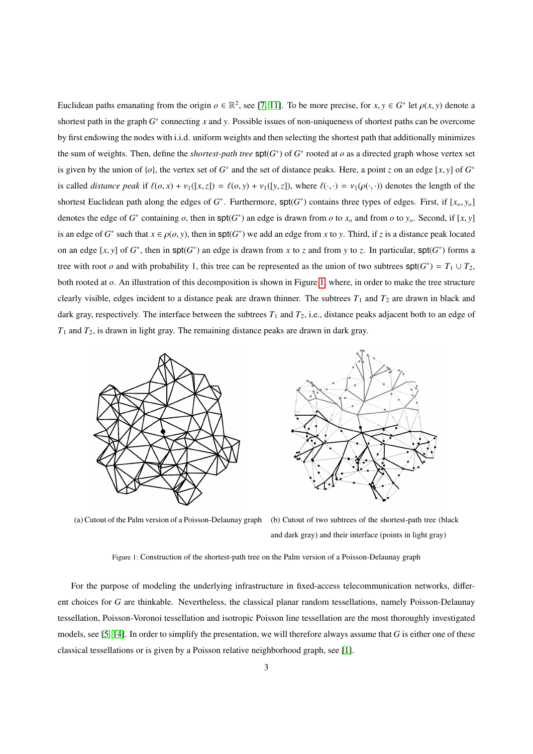Euclidean paths emanating from the origin $o \in \mathbb{R}^2$, see [7, 11]. To be more precise, for $x, y \in G^*$ let $\rho(x, y)$ denote a shortest path in the graph $G^*$ connecting $x$ and $y$. Possible issues of non-uniqueness of shortest paths can be overcome by first endowing the nodes with i.i.d. uniform weights and then selecting the shortest path that additionally minimizes the sum of weights. Then, define the *shortest-path tree* $\mathsf{spt}(G^*)$ of $G^*$ rooted at $o$ as a directed graph whose vertex set is given by the union of $\{o\}$, the vertex set of $G^*$ and the set of distance peaks. Here, a point $z$ on an edge $[x, y]$ of $G^*$ is called *distance peak* if $\ell(o, x) + \nu_1([x, z]) = \ell(o, y) + \nu_1([y, z])$, where $\ell(\cdot, \cdot) = \nu_1(\rho(\cdot, \cdot))$ denotes the length of the shortest Euclidean path along the edges of $G^*$. Furthermore, $\mathsf{spt}(G^*)$ contains three types of edges. First, if $[x_o, y_o]$ denotes the edge of $G^*$ containing $o$, then in $\mathsf{spt}(G^*)$ an edge is drawn from $o$ to $x_o$ and from $o$ to $y_o$. Second, if $[x, y]$ is an edge of $G^*$ such that $x \in \rho(o, y)$, then in $\mathsf{spt}(G^*)$ we add an edge from $x$ to $y$. Third, if $z$ is a distance peak located on an edge $[x, y]$ of $G^*$, then in $\mathsf{spt}(G^*)$ an edge is drawn from $x$ to $z$ and from $y$ to $z$. In particular, $\mathsf{spt}(G^*)$ forms a tree with root $o$ and with probability 1, this tree can be represented as the union of two subtrees $\mathsf{spt}(G^*) = T_1 \cup T_2$, both rooted at $o$. An illustration of this decomposition is shown in Figure 1, where, in order to make the tree structure clearly visible, edges incident to a distance peak are drawn thinner. The subtrees $T_1$ and $T_2$ are drawn in black and dark gray, respectively. The interface between the subtrees $T_1$ and $T_2$, i.e., distance peaks adjacent both to an edge of $T_1$ and $T_2$, is drawn in light gray. The remaining distance peaks are drawn in dark gray.

(a) Cutout of the Palm version of a Poisson-Delaunay graph

(b) Cutout of two subtrees of the shortest-path tree (black and dark gray) and their interface (points in light gray)

Figure 1: Construction of the shortest-path tree on the Palm version of a Poisson-Delaunay graph

For the purpose of modeling the underlying infrastructure in fixed-access telecommunication networks, different choices for $G$ are thinkable. Nevertheless, the classical planar random tessellations, namely Poisson-Delaunay tessellation, Poisson-Voronoi tessellation and isotropic Poisson line tessellation are the most thoroughly investigated models, see [5, 14]. In order to simplify the presentation, we will therefore always assume that $G$ is either one of these classical tessellations or is given by a Poisson relative neighborhood graph, see [1].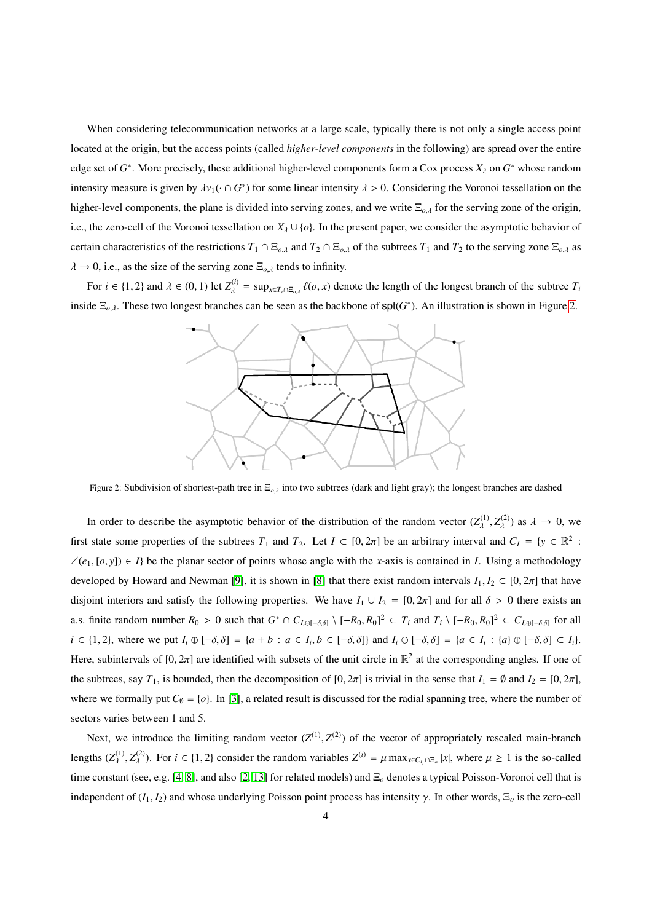When considering telecommunication networks at a large scale, typically there is not only a single access point located at the origin, but the access points (called *higher-level components* in the following) are spread over the entire edge set of $G^*$. More precisely, these additional higher-level components form a Cox process $X_\lambda$ on $G^*$ whose random intensity measure is given by $\lambda\nu_1(\cdot \cap G^*)$ for some linear intensity $\lambda > 0$. Considering the Voronoi tessellation on the higher-level components, the plane is divided into serving zones, and we write $\Xi_{o,\lambda}$ for the serving zone of the origin, i.e., the zero-cell of the Voronoi tessellation on $X_\lambda \cup \{o\}$. In the present paper, we consider the asymptotic behavior of certain characteristics of the restrictions $T_1 \cap \Xi_{o,\lambda}$ and $T_2 \cap \Xi_{o,\lambda}$ of the subtrees $T_1$ and $T_2$ to the serving zone $\Xi_{o,\lambda}$ as $\lambda \to 0$, i.e., as the size of the serving zone $\Xi_{o,\lambda}$ tends to infinity.

For $i \in \{1, 2\}$ and $\lambda \in (0, 1)$ let $Z_\lambda^{(i)} = \sup_{x \in T_i \cap \Xi_{o,\lambda}} \ell(o, x)$ denote the length of the longest branch of the subtree $T_i$ inside $\Xi_{o,\lambda}$. These two longest branches can be seen as the backbone of $\mathsf{spt}(G^*)$. An illustration is shown in Figure 2.

Figure 2: Subdivision of shortest-path tree in $\Xi_{o,\lambda}$ into two subtrees (dark and light gray); the longest branches are dashed

In order to describe the asymptotic behavior of the distribution of the random vector $(Z_\lambda^{(1)}, Z_\lambda^{(2)})$ as $\lambda \to 0$, we first state some properties of the subtrees $T_1$ and $T_2$. Let $I \subset [0, 2\pi]$ be an arbitrary interval and $C_I = \{y \in \mathbb{R}^2 : \angle(e_1, [o, y]) \in I\}$ be the planar sector of points whose angle with the $x$-axis is contained in $I$. Using a methodology developed by Howard and Newman [9], it is shown in [8] that there exist random intervals $I_1, I_2 \subset [0, 2\pi]$ that have disjoint interiors and satisfy the following properties. We have $I_1 \cup I_2 = [0, 2\pi]$ and for all $\delta > 0$ there exists an a.s. finite random number $R_0 > 0$ such that $G^* \cap C_{I_i \ominus [-\delta,\delta]} \setminus [-R_0, R_0]^2 \subset T_i$ and $T_i \setminus [-R_0, R_0]^2 \subset C_{I_i \oplus [-\delta,\delta]}$ for all $i \in \{1, 2\}$, where we put $I_i \oplus [-\delta, \delta] = \{a + b : a \in I_i, b \in [-\delta, \delta]\}$ and $I_i \ominus [-\delta, \delta] = \{a \in I_i : \{a\} \oplus [-\delta, \delta] \subset I_i\}$. Here, subintervals of $[0, 2\pi]$ are identified with subsets of the unit circle in $\mathbb{R}^2$ at the corresponding angles. If one of the subtrees, say $T_1$, is bounded, then the decomposition of $[0, 2\pi]$ is trivial in the sense that $I_1 = \emptyset$ and $I_2 = [0, 2\pi]$, where we formally put $C_\emptyset = \{o\}$. In [3], a related result is discussed for the radial spanning tree, where the number of sectors varies between 1 and 5.

Next, we introduce the limiting random vector $(Z^{(1)}, Z^{(2)})$ of the vector of appropriately rescaled main-branch lengths $(Z_\lambda^{(1)}, Z_\lambda^{(2)})$. For $i \in \{1, 2\}$ consider the random variables $Z^{(i)} = \mu \max_{x \in C_{I_i} \cap \Xi_o} |x|$, where $\mu \geq 1$ is the so-called time constant (see, e.g. [4, 8], and also [2, 13] for related models) and $\Xi_o$ denotes a typical Poisson-Voronoi cell that is independent of $(I_1, I_2)$ and whose underlying Poisson point process has intensity $\gamma$. In other words, $\Xi_o$ is the zero-cell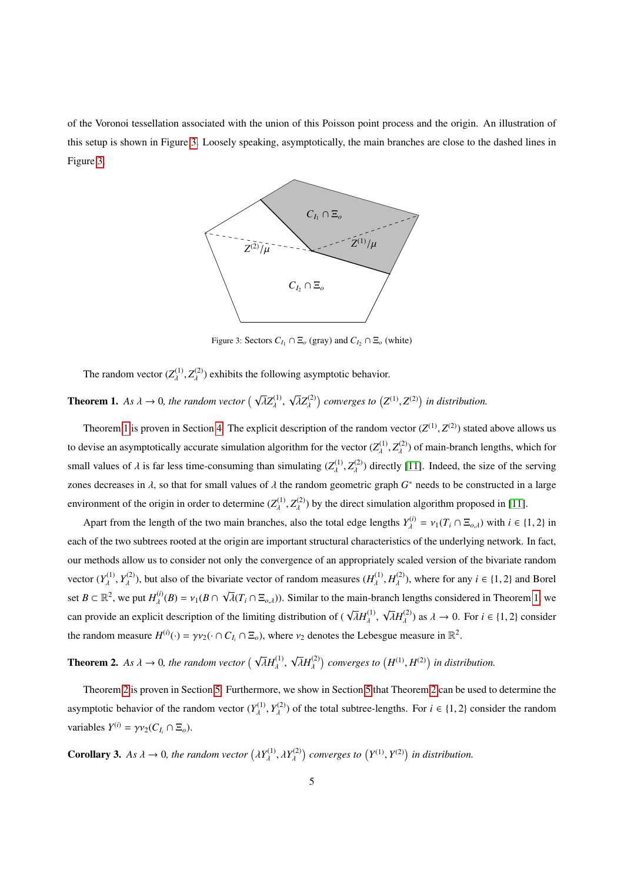of the Voronoi tessellation associated with the union of this Poisson point process and the origin. An illustration of this setup is shown in Figure 3. Loosely speaking, asymptotically, the main branches are close to the dashed lines in Figure 3.

Figure 3: Sectors $C_{I_1} \cap \Xi_o$ (gray) and $C_{I_2} \cap \Xi_o$ (white)

The random vector $(Z_\lambda^{(1)}, Z_\lambda^{(2)})$ exhibits the following asymptotic behavior.

**Theorem 1.** *As $\lambda \to 0$, the random vector $\left(\sqrt{\lambda} Z_\lambda^{(1)}, \sqrt{\lambda} Z_\lambda^{(2)}\right)$ converges to $\left(Z^{(1)}, Z^{(2)}\right)$ in distribution.*

Theorem 1 is proven in Section 4. The explicit description of the random vector $(Z^{(1)}, Z^{(2)})$ stated above allows us to devise an asymptotically accurate simulation algorithm for the vector $(Z_\lambda^{(1)}, Z_\lambda^{(2)})$ of main-branch lengths, which for small values of $\lambda$ is far less time-consuming than simulating $(Z_\lambda^{(1)}, Z_\lambda^{(2)})$ directly [11]. Indeed, the size of the serving zones decreases in $\lambda$, so that for small values of $\lambda$ the random geometric graph $G^*$ needs to be constructed in a large environment of the origin in order to determine $(Z_\lambda^{(1)}, Z_\lambda^{(2)})$ by the direct simulation algorithm proposed in [11].

Apart from the length of the two main branches, also the total edge lengths $Y_\lambda^{(i)} = \nu_1(T_i \cap \Xi_{o,\lambda})$ with $i \in \{1, 2\}$ in each of the two subtrees rooted at the origin are important structural characteristics of the underlying network. In fact, our methods allow us to consider not only the convergence of an appropriately scaled version of the bivariate random vector $(Y_\lambda^{(1)}, Y_\lambda^{(2)})$, but also of the bivariate vector of random measures $(H_\lambda^{(1)}, H_\lambda^{(2)})$, where for any $i \in \{1, 2\}$ and Borel set $B \subset \mathbb{R}^2$, we put $H_\lambda^{(i)}(B) = \nu_1(B \cap \sqrt{\lambda}(T_i \cap \Xi_{o,\lambda}))$. Similar to the main-branch lengths considered in Theorem 1 we can provide an explicit description of the limiting distribution of $(\sqrt{\lambda} H_\lambda^{(1)}, \sqrt{\lambda} H_\lambda^{(2)})$ as $\lambda \to 0$. For $i \in \{1, 2\}$ consider the random measure $H^{(i)}(\cdot) = \gamma \nu_2(\cdot \cap C_{I_i} \cap \Xi_o)$, where $\nu_2$ denotes the Lebesgue measure in $\mathbb{R}^2$.

**Theorem 2.** *As $\lambda \to 0$, the random vector $\left(\sqrt{\lambda} H_\lambda^{(1)}, \sqrt{\lambda} H_\lambda^{(2)}\right)$ converges to $\left(H^{(1)}, H^{(2)}\right)$ in distribution.*

Theorem 2 is proven in Section 5. Furthermore, we show in Section 5 that Theorem 2 can be used to determine the asymptotic behavior of the random vector $(Y_\lambda^{(1)}, Y_\lambda^{(2)})$ of the total subtree-lengths. For $i \in \{1, 2\}$ consider the random variables $Y^{(i)} = \gamma \nu_2(C_{I_i} \cap \Xi_o)$.

**Corollary 3.** *As $\lambda \to 0$, the random vector $\left(\lambda Y_\lambda^{(1)}, \lambda Y_\lambda^{(2)}\right)$ converges to $\left(Y^{(1)}, Y^{(2)}\right)$ in distribution.*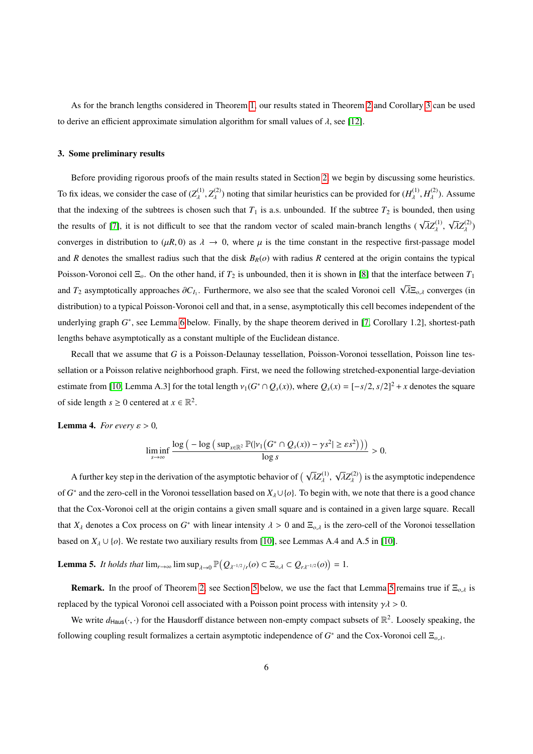As for the branch lengths considered in Theorem 1, our results stated in Theorem 2 and Corollary 3 can be used to derive an efficient approximate simulation algorithm for small values of $\lambda$, see [12].

## 3. Some preliminary results

Before providing rigorous proofs of the main results stated in Section 2, we begin by discussing some heuristics. To fix ideas, we consider the case of $(Z_\lambda^{(1)}, Z_\lambda^{(2)})$ noting that similar heuristics can be provided for $(H_\lambda^{(1)}, H_\lambda^{(2)})$. Assume that the indexing of the subtrees is chosen such that $T_1$ is a.s. unbounded. If the subtree $T_2$ is bounded, then using the results of [7], it is not difficult to see that the random vector of scaled main-branch lengths $(\sqrt{\lambda}Z_\lambda^{(1)}, \sqrt{\lambda}Z_\lambda^{(2)})$ converges in distribution to $(\mu R, 0)$ as $\lambda \to 0$, where $\mu$ is the time constant in the respective first-passage model and $R$ denotes the smallest radius such that the disk $B_R(o)$ with radius $R$ centered at the origin contains the typical Poisson-Voronoi cell $\Xi_o$. On the other hand, if $T_2$ is unbounded, then it is shown in [8] that the interface between $T_1$ and $T_2$ asymptotically approaches $\partial C_{I_1}$. Furthermore, we also see that the scaled Voronoi cell $\sqrt{\lambda}\Xi_{o,\lambda}$ converges (in distribution) to a typical Poisson-Voronoi cell and that, in a sense, asymptotically this cell becomes independent of the underlying graph $G^*$, see Lemma 6 below. Finally, by the shape theorem derived in [7, Corollary 1.2], shortest-path lengths behave asymptotically as a constant multiple of the Euclidean distance.

Recall that we assume that $G$ is a Poisson-Delaunay tessellation, Poisson-Voronoi tessellation, Poisson line tessellation or a Poisson relative neighborhood graph. First, we need the following stretched-exponential large-deviation estimate from [10, Lemma A.3] for the total length $\nu_1(G^* \cap Q_s(x))$, where $Q_s(x) = [-s/2, s/2]^2 + x$ denotes the square of side length $s \geq 0$ centered at $x \in \mathbb{R}^2$.

**Lemma 4.** *For every $\varepsilon > 0$,*

$$\liminf_{s\to\infty} \frac{\log\big(-\log\big(\sup_{x\in\mathbb{R}^2} \mathbb{P}(|\nu_1\big(G^* \cap Q_s(x)\big) - \gamma s^2| \geq \varepsilon s^2)\big)\big)}{\log s} > 0.$$

A further key step in the derivation of the asymptotic behavior of $\big(\sqrt{\lambda}Z_\lambda^{(1)}, \sqrt{\lambda}Z_\lambda^{(2)}\big)$ is the asymptotic independence of $G^*$ and the zero-cell in the Voronoi tessellation based on $X_\lambda \cup \{o\}$. To begin with, we note that there is a good chance that the Cox-Voronoi cell at the origin contains a given small square and is contained in a given large square. Recall that $X_\lambda$ denotes a Cox process on $G^*$ with linear intensity $\lambda > 0$ and $\Xi_{o,\lambda}$ is the zero-cell of the Voronoi tessellation based on $X_\lambda \cup \{o\}$. We restate two auxiliary results from [10], see Lemmas A.4 and A.5 in [10].

**Lemma 5.** *It holds that* $\lim_{r\to\infty} \limsup_{\lambda\to 0} \mathbb{P}\big(Q_{\lambda^{-1/2}/r}(o) \subset \Xi_{o,\lambda} \subset Q_{r\lambda^{-1/2}}(o)\big) = 1.$

**Remark.** In the proof of Theorem 2, see Section 5 below, we use the fact that Lemma 5 remains true if $\Xi_{o,\lambda}$ is replaced by the typical Voronoi cell associated with a Poisson point process with intensity $\gamma\lambda > 0$.

We write $d_{\mathsf{Haus}}(\cdot, \cdot)$ for the Hausdorff distance between non-empty compact subsets of $\mathbb{R}^2$. Loosely speaking, the following coupling result formalizes a certain asymptotic independence of $G^*$ and the Cox-Voronoi cell $\Xi_{o,\lambda}$.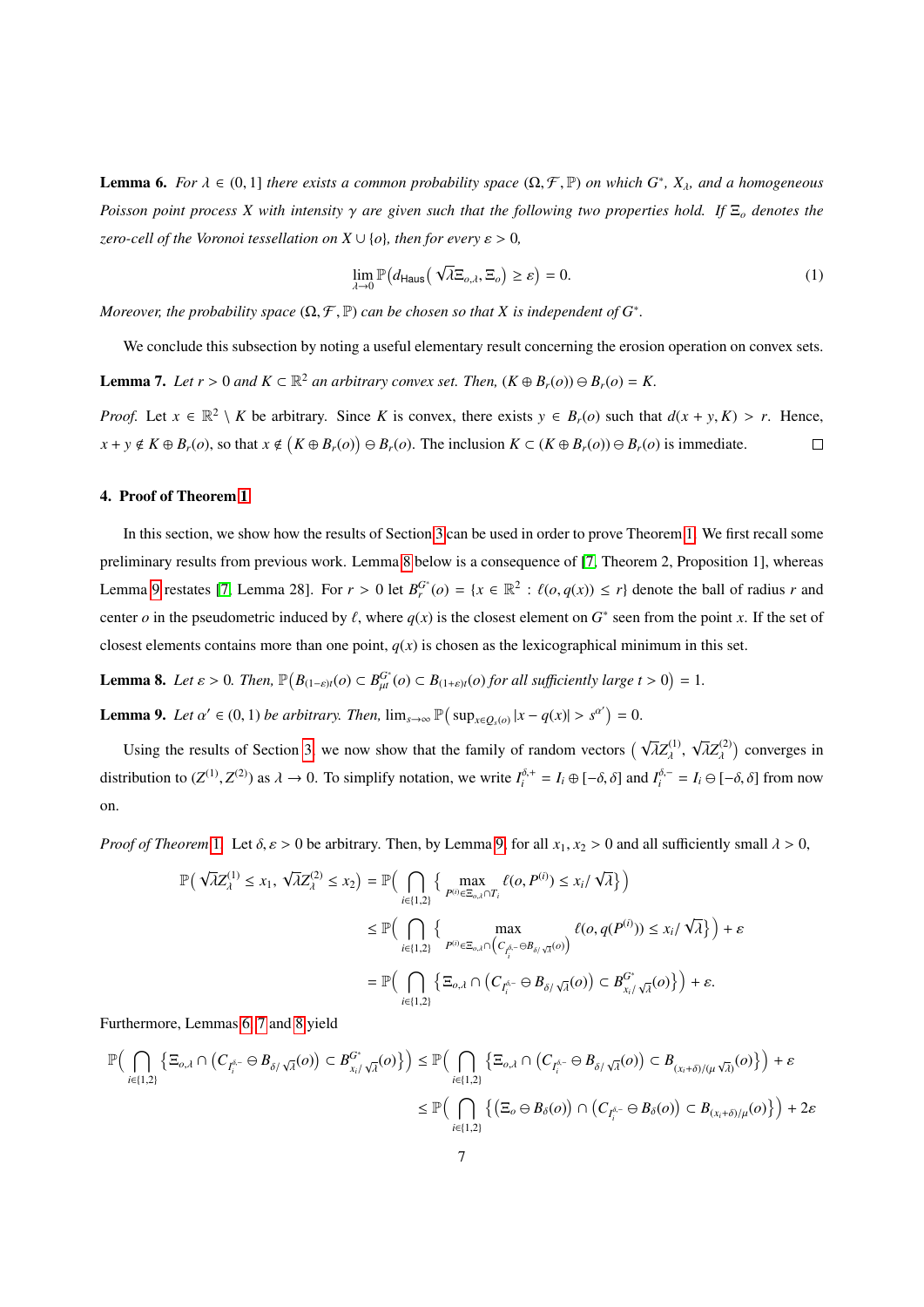**Lemma 6.** *For $\lambda \in (0,1]$ there exists a common probability space $(\Omega, \mathcal{F}, \mathbb{P})$ on which $G^*$, $X_\lambda$, and a homogeneous Poisson point process $X$ with intensity $\gamma$ are given such that the following two properties hold. If $\Xi_o$ denotes the zero-cell of the Voronoi tessellation on $X \cup \{o\}$, then for every $\varepsilon > 0$,*

$$\lim_{\lambda \to 0} \mathbb{P}\big(d_{\mathsf{Haus}}\big(\sqrt{\lambda}\Xi_{o,\lambda}, \Xi_o\big) \geq \varepsilon\big) = 0. \tag{1}$$

*Moreover, the probability space $(\Omega, \mathcal{F}, \mathbb{P})$ can be chosen so that $X$ is independent of $G^*$.*

We conclude this subsection by noting a useful elementary result concerning the erosion operation on convex sets.

**Lemma 7.** *Let $r > 0$ and $K \subset \mathbb{R}^2$ an arbitrary convex set. Then, $(K \oplus B_r(o)) \ominus B_r(o) = K$.*

*Proof.* Let $x \in \mathbb{R}^2 \setminus K$ be arbitrary. Since $K$ is convex, there exists $y \in B_r(o)$ such that $d(x + y, K) > r$. Hence, $x + y \notin K \oplus B_r(o)$, so that $x \notin \big(K \oplus B_r(o)\big) \ominus B_r(o)$. The inclusion $K \subset (K \oplus B_r(o)) \ominus B_r(o)$ is immediate. □

## 4. Proof of Theorem 1

In this section, we show how the results of Section 3 can be used in order to prove Theorem 1. We first recall some preliminary results from previous work. Lemma 8 below is a consequence of [7, Theorem 2, Proposition 1], whereas Lemma 9 restates [7, Lemma 28]. For $r > 0$ let $B_r^{G^*}(o) = \{x \in \mathbb{R}^2 : \ell(o, q(x)) \leq r\}$ denote the ball of radius $r$ and center $o$ in the pseudometric induced by $\ell$, where $q(x)$ is the closest element on $G^*$ seen from the point $x$. If the set of closest elements contains more than one point, $q(x)$ is chosen as the lexicographical minimum in this set.

**Lemma 8.** *Let $\varepsilon > 0$. Then, $\mathbb{P}\big(B_{(1-\varepsilon)t}(o) \subset B_{\mu t}^{G^*}(o) \subset B_{(1+\varepsilon)t}(o)$ for all sufficiently large $t > 0\big) = 1$.*

**Lemma 9.** *Let $\alpha' \in (0,1)$ be arbitrary. Then, $\lim_{s\to\infty} \mathbb{P}\big(\sup_{x \in Q_s(o)} |x - q(x)| > s^{\alpha'}\big) = 0$.*

Using the results of Section 3, we now show that the family of random vectors $\big(\sqrt{\lambda}Z_\lambda^{(1)}, \sqrt{\lambda}Z_\lambda^{(2)}\big)$ converges in distribution to $(Z^{(1)}, Z^{(2)})$ as $\lambda \to 0$. To simplify notation, we write $I_i^{\delta,+} = I_i \oplus [-\delta, \delta]$ and $I_i^{\delta,-} = I_i \ominus [-\delta, \delta]$ from now on.

*Proof of Theorem 1.* Let $\delta, \varepsilon > 0$ be arbitrary. Then, by Lemma 9, for all $x_1, x_2 > 0$ and all sufficiently small $\lambda > 0$,

$$\begin{aligned}
\mathbb{P}\big(\sqrt{\lambda}Z_\lambda^{(1)} \leq x_1,\ \sqrt{\lambda}Z_\lambda^{(2)} \leq x_2\big) &= \mathbb{P}\Big(\bigcap_{i \in \{1,2\}} \big\{\max_{P^{(i)} \in \Xi_{o,\lambda} \cap T_i} \ell(o, P^{(i)}) \leq x_i/\sqrt{\lambda}\big\}\Big) \\
&\leq \mathbb{P}\Big(\bigcap_{i \in \{1,2\}} \big\{\max_{P^{(i)} \in \Xi_{o,\lambda} \cap \big(C_{I_i^{\delta,-}} \ominus B_{\delta/\sqrt{\lambda}}(o)\big)} \ell(o, q(P^{(i)})) \leq x_i/\sqrt{\lambda}\big\}\Big) + \varepsilon \\
&= \mathbb{P}\Big(\bigcap_{i \in \{1,2\}} \big\{\Xi_{o,\lambda} \cap \big(C_{I_i^{\delta,-}} \ominus B_{\delta/\sqrt{\lambda}}(o)\big) \subset B_{x_i/\sqrt{\lambda}}^{G^*}(o)\big\}\Big) + \varepsilon.
\end{aligned}$$

Furthermore, Lemmas 6, 7 and 8 yield

$$\begin{aligned}
\mathbb{P}\Big(\bigcap_{i \in \{1,2\}} \big\{\Xi_{o,\lambda} \cap \big(C_{I_i^{\delta,-}} \ominus B_{\delta/\sqrt{\lambda}}(o)\big) \subset B_{x_i/\sqrt{\lambda}}^{G^*}(o)\big\}\Big) &\leq \mathbb{P}\Big(\bigcap_{i \in \{1,2\}} \big\{\Xi_{o,\lambda} \cap \big(C_{I_i^{\delta,-}} \ominus B_{\delta/\sqrt{\lambda}}(o)\big) \subset B_{(x_i+\delta)/(\mu\sqrt{\lambda})}(o)\big\}\Big) + \varepsilon \\
&\leq \mathbb{P}\Big(\bigcap_{i \in \{1,2\}} \big\{\big(\Xi_o \ominus B_\delta(o)\big) \cap \big(C_{I_i^{\delta,-}} \ominus B_\delta(o)\big) \subset B_{(x_i+\delta)/\mu}(o)\big\}\Big) + 2\varepsilon
\end{aligned}$$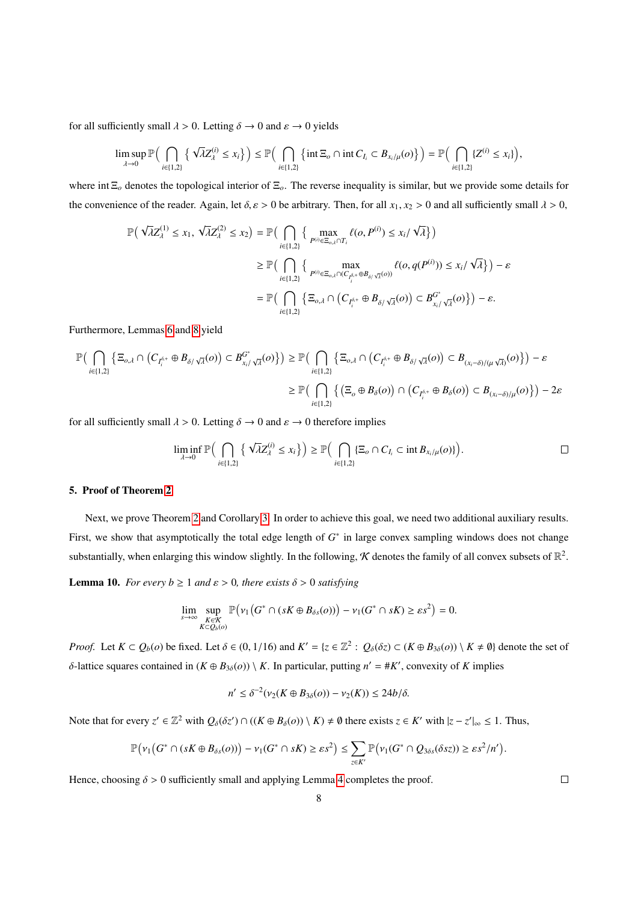for all sufficiently small $\lambda > 0$. Letting $\delta \to 0$ and $\varepsilon \to 0$ yields

$$\limsup_{\lambda \to 0} \mathbb{P}\Big( \bigcap_{i \in \{1,2\}} \big\{ \sqrt{\lambda} Z_\lambda^{(i)} \le x_i \big\} \Big) \le \mathbb{P}\Big( \bigcap_{i \in \{1,2\}} \big\{ \operatorname{int} \Xi_o \cap \operatorname{int} C_{I_i} \subset B_{x_i/\mu}(o) \big\} \Big) = \mathbb{P}\Big( \bigcap_{i \in \{1,2\}} \{ Z^{(i)} \le x_i \} \Big),$$

where $\operatorname{int} \Xi_o$ denotes the topological interior of $\Xi_o$. The reverse inequality is similar, but we provide some details for the convenience of the reader. Again, let $\delta, \varepsilon > 0$ be arbitrary. Then, for all $x_1, x_2 > 0$ and all sufficiently small $\lambda > 0$,

$$\begin{aligned}
\mathbb{P}\big( \sqrt{\lambda} Z_\lambda^{(1)} \le x_1,\ \sqrt{\lambda} Z_\lambda^{(2)} \le x_2 \big) &= \mathbb{P}\Big( \bigcap_{i \in \{1,2\}} \big\{ \max_{P^{(i)} \in \Xi_{o,\lambda} \cap T_i} \ell(o, P^{(i)}) \le x_i / \sqrt{\lambda} \big\} \Big) \\
&\ge \mathbb{P}\Big( \bigcap_{i \in \{1,2\}} \big\{ \max_{P^{(i)} \in \Xi_{o,\lambda} \cap (C_{I_i^{\delta,+}} \oplus B_{\delta/\sqrt{\lambda}}(o))} \ell(o, q(P^{(i)})) \le x_i / \sqrt{\lambda} \big\} \Big) - \varepsilon \\
&= \mathbb{P}\Big( \bigcap_{i \in \{1,2\}} \big\{ \Xi_{o,\lambda} \cap \big( C_{I_i^{\delta,+}} \oplus B_{\delta/\sqrt{\lambda}}(o) \big) \subset B^{G^*}_{x_i/\sqrt{\lambda}}(o) \big\} \Big) - \varepsilon.
\end{aligned}$$

Furthermore, Lemmas 6 and 8 yield

$$\begin{aligned}
\mathbb{P}\Big( \bigcap_{i \in \{1,2\}} \big\{ \Xi_{o,\lambda} \cap \big( C_{I_i^{\delta,+}} \oplus B_{\delta/\sqrt{\lambda}}(o) \big) \subset B^{G^*}_{x_i/\sqrt{\lambda}}(o) \big\} \Big) &\ge \mathbb{P}\Big( \bigcap_{i \in \{1,2\}} \big\{ \Xi_{o,\lambda} \cap \big( C_{I_i^{\delta,+}} \oplus B_{\delta/\sqrt{\lambda}}(o) \big) \subset B_{(x_i - \delta)/(\mu \sqrt{\lambda})}(o) \big\} \Big) - \varepsilon \\
&\ge \mathbb{P}\Big( \bigcap_{i \in \{1,2\}} \big\{ \big( \Xi_o \oplus B_\delta(o) \big) \cap \big( C_{I_i^{\delta,+}} \oplus B_\delta(o) \big) \subset B_{(x_i - \delta)/\mu}(o) \big\} \Big) - 2\varepsilon
\end{aligned}$$

for all sufficiently small $\lambda > 0$. Letting $\delta \to 0$ and $\varepsilon \to 0$ therefore implies

$$\liminf_{\lambda \to 0} \mathbb{P}\Big( \bigcap_{i \in \{1,2\}} \big\{ \sqrt{\lambda} Z_\lambda^{(i)} \le x_i \big\} \Big) \ge \mathbb{P}\Big( \bigcap_{i \in \{1,2\}} \{ \Xi_o \cap C_{I_i} \subset \operatorname{int} B_{x_i/\mu}(o) \} \Big).$$

□

## 5. Proof of Theorem 2

Next, we prove Theorem 2 and Corollary 3. In order to achieve this goal, we need two additional auxiliary results. First, we show that asymptotically the total edge length of $G^*$ in large convex sampling windows does not change substantially, when enlarging this window slightly. In the following, $\mathcal{K}$ denotes the family of all convex subsets of $\mathbb{R}^2$.

**Lemma 10.** *For every $b \ge 1$ and $\varepsilon > 0$, there exists $\delta > 0$ satisfying*

$$\lim_{s \to \infty} \sup_{\substack{K \in \mathcal{K} \\ K \subset Q_b(o)}} \mathbb{P}\big( \nu_1\big( G^* \cap (sK \oplus B_{\delta s}(o)) \big) - \nu_1(G^* \cap sK) \ge \varepsilon s^2 \big) = 0.$$

*Proof.* Let $K \subset Q_b(o)$ be fixed. Let $\delta \in (0, 1/16)$ and $K' = \{ z \in \mathbb{Z}^2 : Q_\delta(\delta z) \subset (K \oplus B_{3\delta}(o)) \setminus K \ne \emptyset \}$ denote the set of $\delta$-lattice squares contained in $(K \oplus B_{3\delta}(o)) \setminus K$. In particular, putting $n' = \# K'$, convexity of $K$ implies

$$n' \le \delta^{-2} (\nu_2(K \oplus B_{3\delta}(o)) - \nu_2(K)) \le 24 b / \delta.$$

Note that for every $z' \in \mathbb{Z}^2$ with $Q_\delta(\delta z') \cap ((K \oplus B_\delta(o)) \setminus K) \ne \emptyset$ there exists $z \in K'$ with $|z - z'|_\infty \le 1$. Thus,

$$\mathbb{P}\big( \nu_1\big( G^* \cap (sK \oplus B_{\delta s}(o)) \big) - \nu_1(G^* \cap sK) \ge \varepsilon s^2 \big) \le \sum_{z \in K'} \mathbb{P}\big( \nu_1(G^* \cap Q_{3\delta s}(\delta s z)) \ge \varepsilon s^2 / n' \big).$$

Hence, choosing $\delta > 0$ sufficiently small and applying Lemma 4 completes the proof. □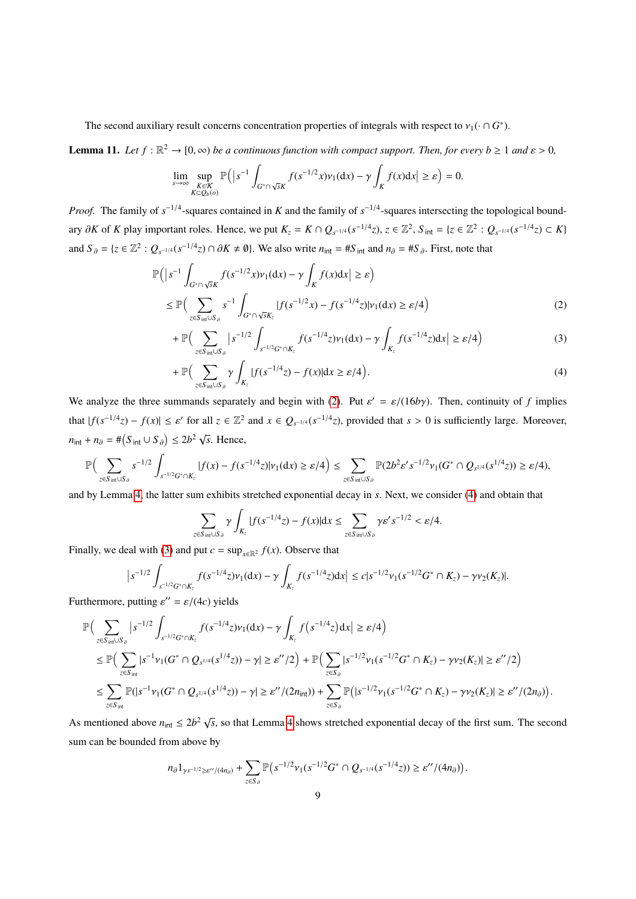The second auxiliary result concerns concentration properties of integrals with respect to $\nu_1(\cdot \cap G^*)$.

**Lemma 11.** *Let $f : \mathbb{R}^2 \to [0, \infty)$ be a continuous function with compact support. Then, for every $b \ge 1$ and $\varepsilon > 0$,*

$$\lim_{s\to\infty} \sup_{\substack{K \in \mathcal{K} \\ K \subset Q_b(o)}} \mathbb{P}\Big(\big|s^{-1}\int_{G^* \cap \sqrt{s}K} f(s^{-1/2}x)\nu_1(\mathrm{d}x) - \gamma \int_K f(x)\mathrm{d}x\big| \ge \varepsilon\Big) = 0.$$

*Proof.* The family of $s^{-1/4}$-squares contained in $K$ and the family of $s^{-1/4}$-squares intersecting the topological boundary $\partial K$ of $K$ play important roles. Hence, we put $K_z = K \cap Q_{s^{-1/4}}(s^{-1/4}z)$, $z \in \mathbb{Z}^2$, $S_{\mathsf{int}} = \{z \in \mathbb{Z}^2 : Q_{s^{-1/4}}(s^{-1/4}z) \subset K\}$ and $S_\partial = \{z \in \mathbb{Z}^2 : Q_{s^{-1/4}}(s^{-1/4}z) \cap \partial K \neq \emptyset\}$. We also write $n_{\mathsf{int}} = \# S_{\mathsf{int}}$ and $n_\partial = \# S_\partial$. First, note that

$$
\begin{aligned}
&\mathbb{P}\Big(\big|s^{-1}\int_{G^* \cap \sqrt{s}K} f(s^{-1/2}x)\nu_1(\mathrm{d}x) - \gamma \int_K f(x)\mathrm{d}x\big| \ge \varepsilon\Big)\\
&\le \mathbb{P}\Big(\sum_{z \in S_{\mathsf{int}} \cup S_\partial} s^{-1}\int_{G^* \cap \sqrt{s}K_z} |f(s^{-1/2}x) - f(s^{-1/4}z)|\nu_1(\mathrm{d}x) \ge \varepsilon/4\Big) \qquad (2)\\
&+ \mathbb{P}\Big(\sum_{z \in S_{\mathsf{int}} \cup S_\partial} \big|s^{-1/2}\int_{s^{-1/2}G^* \cap K_z} f(s^{-1/4}z)\nu_1(\mathrm{d}x) - \gamma \int_{K_z} f(s^{-1/4}z)\mathrm{d}x\big| \ge \varepsilon/4\Big) \qquad (3)\\
&+ \mathbb{P}\Big(\sum_{z \in S_{\mathsf{int}} \cup S_\partial} \gamma \int_{K_z} |f(s^{-1/4}z) - f(x)|\mathrm{d}x \ge \varepsilon/4\Big). \qquad (4)
\end{aligned}
$$

We analyze the three summands separately and begin with (2). Put $\varepsilon' = \varepsilon/(16b\gamma)$. Then, continuity of $f$ implies that $|f(s^{-1/4}z) - f(x)| \le \varepsilon'$ for all $z \in \mathbb{Z}^2$ and $x \in Q_{s^{-1/4}}(s^{-1/4}z)$, provided that $s > 0$ is sufficiently large. Moreover, $n_{\mathsf{int}} + n_\partial = \#\big(S_{\mathsf{int}} \cup S_\partial\big) \le 2b^2\sqrt{s}$. Hence,

$$\mathbb{P}\Big(\sum_{z \in S_{\mathsf{int}} \cup S_\partial} s^{-1/2}\int_{s^{-1/2}G^* \cap K_z} |f(x) - f(s^{-1/4}z)|\nu_1(\mathrm{d}x) \ge \varepsilon/4\Big) \le \sum_{z \in S_{\mathsf{int}} \cup S_\partial} \mathbb{P}(2b^2\varepsilon' s^{-1/2}\nu_1(G^* \cap Q_{s^{1/4}}(s^{1/4}z)) \ge \varepsilon/4),$$

and by Lemma 4, the latter sum exhibits stretched exponential decay in $s$. Next, we consider (4) and obtain that

$$\sum_{z \in S_{\mathsf{int}} \cup S_\partial} \gamma \int_{K_z} |f(s^{-1/4}z) - f(x)|\mathrm{d}x \le \sum_{z \in S_{\mathsf{int}} \cup S_\partial} \gamma\varepsilon' s^{-1/2} < \varepsilon/4.$$

Finally, we deal with (3) and put $c = \sup_{x \in \mathbb{R}^2} f(x)$. Observe that

$$\big|s^{-1/2}\int_{s^{-1/2}G^* \cap K_z} f(s^{-1/4}z)\nu_1(\mathrm{d}x) - \gamma \int_{K_z} f(s^{-1/4}z)\mathrm{d}x\big| \le c|s^{-1/2}\nu_1(s^{-1/2}G^* \cap K_z) - \gamma\nu_2(K_z)|.$$

Furthermore, putting $\varepsilon'' = \varepsilon/(4c)$ yields

$$
\begin{aligned}
&\mathbb{P}\Big(\sum_{z \in S_{\mathsf{int}} \cup S_\partial} \big|s^{-1/2}\int_{s^{-1/2}G^* \cap K_z} f(s^{-1/4}z)\nu_1(\mathrm{d}x) - \gamma \int_{K_z} f\big(s^{-1/4}z\big)\mathrm{d}x\big| \ge \varepsilon/4\Big)\\
&\le \mathbb{P}\Big(\sum_{z \in S_{\mathsf{int}}} |s^{-1}\nu_1(G^* \cap Q_{s^{1/4}}(s^{1/4}z)) - \gamma| \ge \varepsilon''/2\Big) + \mathbb{P}\Big(\sum_{z \in S_\partial} |s^{-1/2}\nu_1(s^{-1/2}G^* \cap K_z) - \gamma\nu_2(K_z)| \ge \varepsilon''/2\Big)\\
&\le \sum_{z \in S_{\mathsf{int}}} \mathbb{P}(|s^{-1}\nu_1(G^* \cap Q_{s^{1/4}}(s^{1/4}z)) - \gamma| \ge \varepsilon''/(2n_{\mathsf{int}})) + \sum_{z \in S_\partial} \mathbb{P}\big(|s^{-1/2}\nu_1(s^{-1/2}G^* \cap K_z) - \gamma\nu_2(K_z)| \ge \varepsilon''/(2n_\partial)\big).
\end{aligned}
$$

As mentioned above $n_{\mathsf{int}} \le 2b^2\sqrt{s}$, so that Lemma 4 shows stretched exponential decay of the first sum. The second sum can be bounded from above by

$$n_\partial 1_{\gamma s^{-1/2} \ge \varepsilon''/(4n_\partial)} + \sum_{z \in S_\partial} \mathbb{P}\big(s^{-1/2}\nu_1(s^{-1/2}G^* \cap Q_{s^{-1/4}}(s^{-1/4}z)) \ge \varepsilon''/(4n_\partial)\big).$$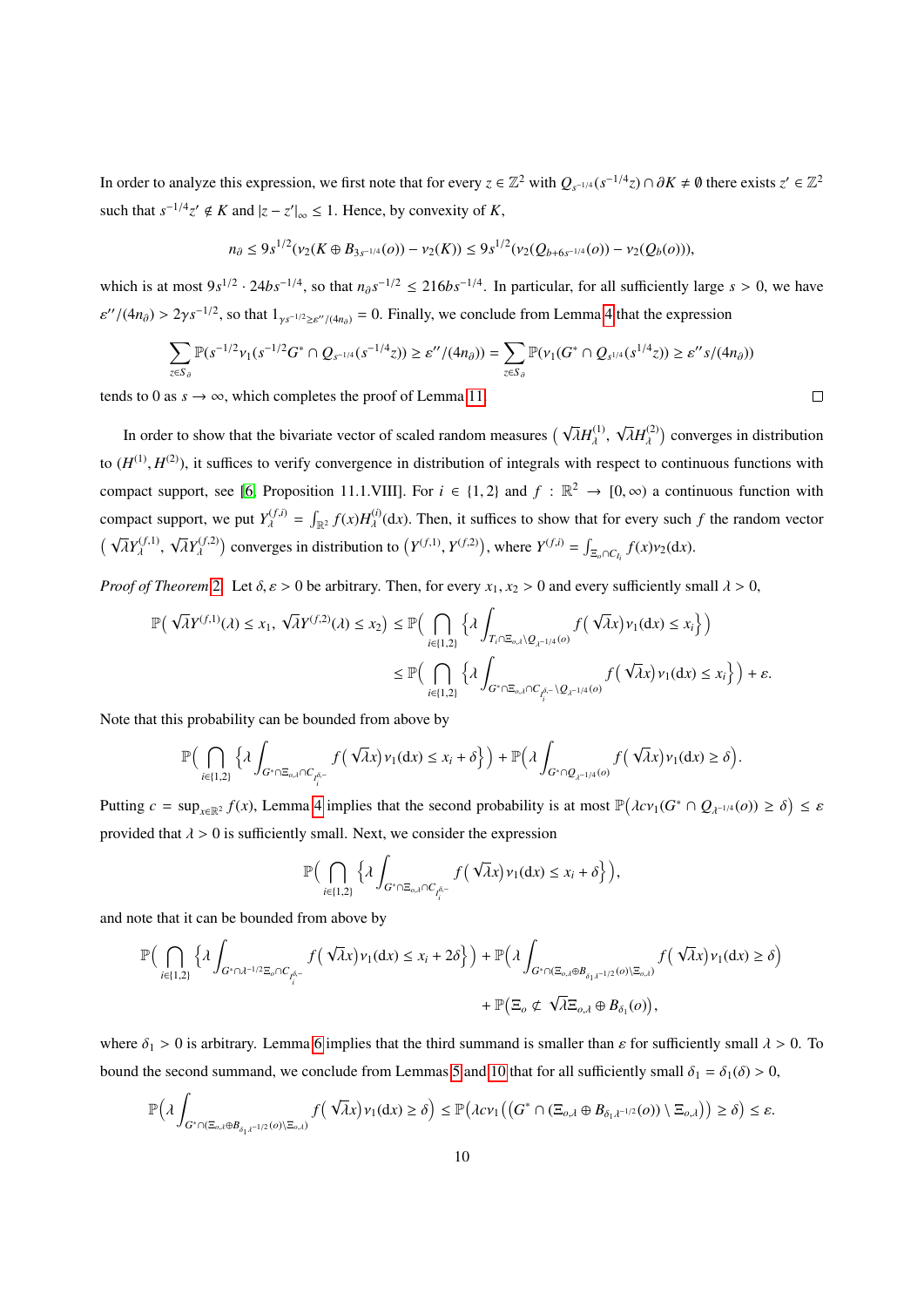In order to analyze this expression, we first note that for every $z \in \mathbb{Z}^2$ with $Q_{s^{-1/4}}(s^{-1/4}z) \cap \partial K \neq \emptyset$ there exists $z' \in \mathbb{Z}^2$ such that $s^{-1/4}z' \notin K$ and $|z - z'|_\infty \leq 1$. Hence, by convexity of $K$,

$$n_\partial \leq 9s^{1/2}(\nu_2(K \oplus B_{3s^{-1/4}}(o)) - \nu_2(K)) \leq 9s^{1/2}(\nu_2(Q_{b+6s^{-1/4}}(o)) - \nu_2(Q_b(o))),$$

which is at most $9s^{1/2} \cdot 24bs^{-1/4}$, so that $n_\partial s^{-1/2} \leq 216bs^{-1/4}$. In particular, for all sufficiently large $s > 0$, we have $\varepsilon''/(4n_\partial) > 2\gamma s^{-1/2}$, so that $1_{\gamma s^{-1/2} \geq \varepsilon''/(4n_\partial)} = 0$. Finally, we conclude from Lemma 4 that the expression

$$\sum_{z \in S_\partial} \mathbb{P}(s^{-1/2}\nu_1(s^{-1/2}G^* \cap Q_{s^{-1/4}}(s^{-1/4}z)) \geq \varepsilon''/(4n_\partial)) = \sum_{z \in S_\partial} \mathbb{P}(\nu_1(G^* \cap Q_{s^{1/4}}(s^{1/4}z)) \geq \varepsilon'' s/(4n_\partial))$$

tends to 0 as $s \to \infty$, which completes the proof of Lemma 11. □

In order to show that the bivariate vector of scaled random measures $\big(\sqrt{\lambda}H_\lambda^{(1)}, \sqrt{\lambda}H_\lambda^{(2)}\big)$ converges in distribution to $(H^{(1)}, H^{(2)})$, it suffices to verify convergence in distribution of integrals with respect to continuous functions with compact support, see [6, Proposition 11.1.VIII]. For $i \in \{1, 2\}$ and $f : \mathbb{R}^2 \to [0, \infty)$ a continuous function with compact support, we put $Y_\lambda^{(f,i)} = \int_{\mathbb{R}^2} f(x) H_\lambda^{(i)}(\mathrm{d}x)$. Then, it suffices to show that for every such $f$ the random vector $\big(\sqrt{\lambda}Y_\lambda^{(f,1)}, \sqrt{\lambda}Y_\lambda^{(f,2)}\big)$ converges in distribution to $\big(Y^{(f,1)}, Y^{(f,2)}\big)$, where $Y^{(f,i)} = \int_{\Xi_o \cap C_{l_i}} f(x)\nu_2(\mathrm{d}x)$.

*Proof of Theorem 2.* Let $\delta, \varepsilon > 0$ be arbitrary. Then, for every $x_1, x_2 > 0$ and every sufficiently small $\lambda > 0$,

$$\begin{aligned}
\mathbb{P}\big(\sqrt{\lambda}Y^{(f,1)}(\lambda) \leq x_1,\ \sqrt{\lambda}Y^{(f,2)}(\lambda) \leq x_2\big) &\leq \mathbb{P}\Big(\bigcap_{i \in \{1,2\}} \Big\{\lambda \int_{T_i \cap \Xi_{o,\lambda} \setminus Q_{\lambda^{-1/4}}(o)} f\big(\sqrt{\lambda}x\big)\nu_1(\mathrm{d}x) \leq x_i\Big\}\Big) \\
&\leq \mathbb{P}\Big(\bigcap_{i \in \{1,2\}} \Big\{\lambda \int_{G^* \cap \Xi_{o,\lambda} \cap C_{l_i}^{\delta,-} \setminus Q_{\lambda^{-1/4}}(o)} f\big(\sqrt{\lambda}x\big)\nu_1(\mathrm{d}x) \leq x_i\Big\}\Big) + \varepsilon.
\end{aligned}$$

Note that this probability can be bounded from above by

$$\mathbb{P}\Big(\bigcap_{i \in \{1,2\}} \Big\{\lambda \int_{G^* \cap \Xi_{o,\lambda} \cap C_{l_i}^{\delta,-}} f\big(\sqrt{\lambda}x\big)\nu_1(\mathrm{d}x) \leq x_i + \delta\Big\}\Big) + \mathbb{P}\Big(\lambda \int_{G^* \cap Q_{\lambda^{-1/4}}(o)} f\big(\sqrt{\lambda}x\big)\nu_1(\mathrm{d}x) \geq \delta\Big).$$

Putting $c = \sup_{x \in \mathbb{R}^2} f(x)$, Lemma 4 implies that the second probability is at most $\mathbb{P}\big(\lambda c\nu_1(G^* \cap Q_{\lambda^{-1/4}}(o)) \geq \delta\big) \leq \varepsilon$ provided that $\lambda > 0$ is sufficiently small. Next, we consider the expression

$$\mathbb{P}\Big(\bigcap_{i \in \{1,2\}} \Big\{\lambda \int_{G^* \cap \Xi_{o,\lambda} \cap C_{l_i}^{\delta,-}} f\big(\sqrt{\lambda}x\big)\nu_1(\mathrm{d}x) \leq x_i + \delta\Big\}\Big),$$

and note that it can be bounded from above by

$$\begin{aligned}
\mathbb{P}\Big(\bigcap_{i \in \{1,2\}} \Big\{\lambda \int_{G^* \cap \lambda^{-1/2}\Xi_o \cap C_{l_i}^{\delta,-}} f\big(\sqrt{\lambda}x\big)\nu_1(\mathrm{d}x) \leq x_i + 2\delta\Big\}\Big) &+ \mathbb{P}\Big(\lambda \int_{G^* \cap (\Xi_{o,\lambda} \oplus B_{\delta_1\lambda^{-1/2}}(o) \setminus \Xi_{o,\lambda})} f\big(\sqrt{\lambda}x\big)\nu_1(\mathrm{d}x) \geq \delta\Big) \\
&+ \mathbb{P}\big(\Xi_o \not\subset \sqrt{\lambda}\Xi_{o,\lambda} \oplus B_{\delta_1}(o)\big),
\end{aligned}$$

where $\delta_1 > 0$ is arbitrary. Lemma 6 implies that the third summand is smaller than $\varepsilon$ for sufficiently small $\lambda > 0$. To bound the second summand, we conclude from Lemmas 5 and 10 that for all sufficiently small $\delta_1 = \delta_1(\delta) > 0$,

$$\mathbb{P}\Big(\lambda \int_{G^* \cap (\Xi_{o,\lambda} \oplus B_{\delta_1\lambda^{-1/2}}(o) \setminus \Xi_{o,\lambda})} f\big(\sqrt{\lambda}x\big)\nu_1(\mathrm{d}x) \geq \delta\Big) \leq \mathbb{P}\big(\lambda c\nu_1\big((G^* \cap (\Xi_{o,\lambda} \oplus B_{\delta_1\lambda^{-1/2}}(o)) \setminus \Xi_{o,\lambda})\big) \geq \delta\big) \leq \varepsilon.$$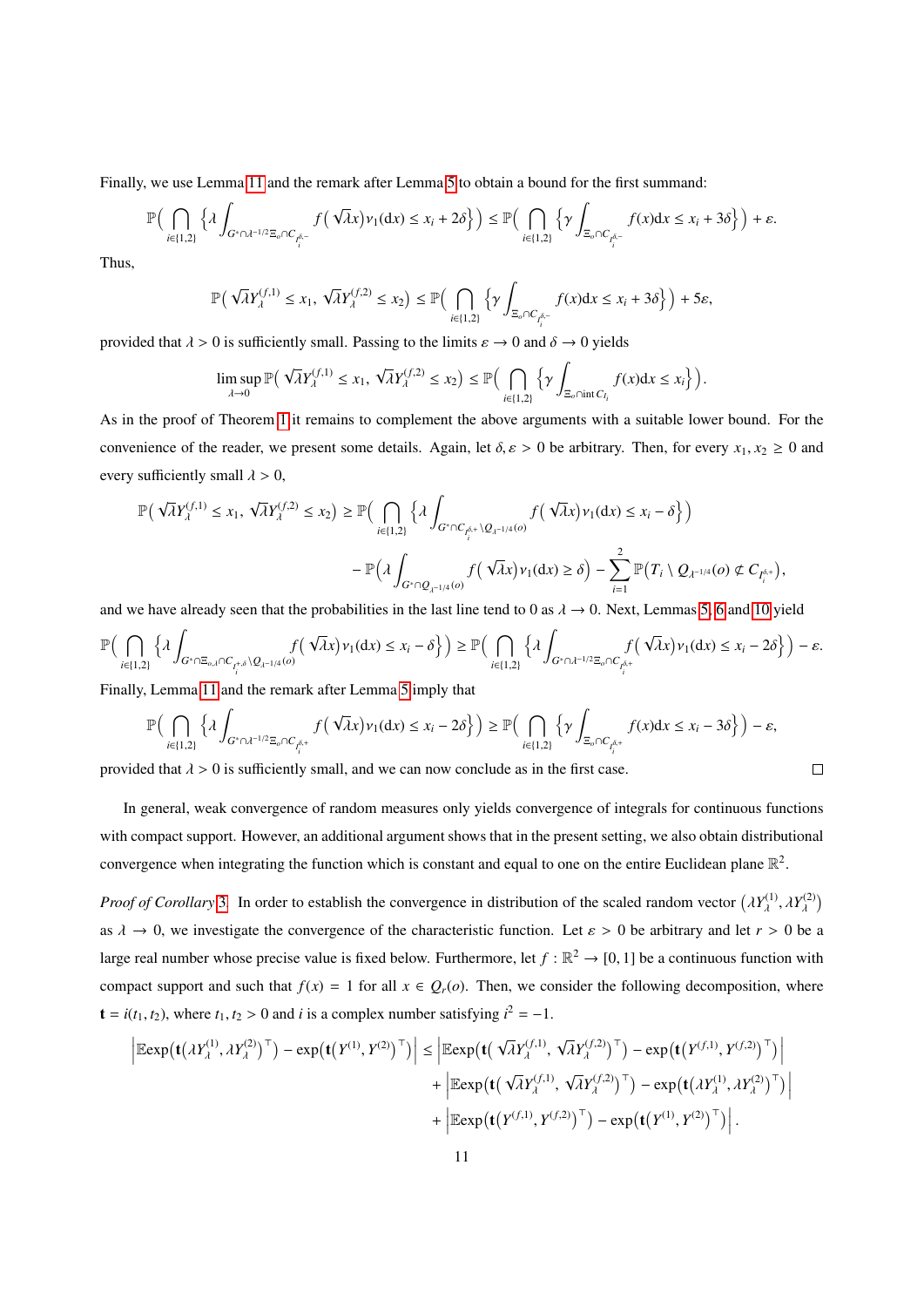Finally, we use Lemma 11 and the remark after Lemma 5 to obtain a bound for the first summand:

$$\mathbb{P}\Big( \bigcap_{i\in\{1,2\}} \Big\{\lambda \int_{G^*\cap\lambda^{-1/2}\Xi_o\cap C_{I_i^{\delta,-}}} f\big(\sqrt{\lambda}x\big)\nu_1(\mathrm{d}x) \le x_i + 2\delta\Big\}\Big) \le \mathbb{P}\Big( \bigcap_{i\in\{1,2\}} \Big\{\gamma \int_{\Xi_o\cap C_{I_i^{\delta,-}}} f(x)\mathrm{d}x \le x_i + 3\delta\Big\}\Big) + \varepsilon.$$

Thus,

$$\mathbb{P}\big( \sqrt{\lambda}Y_\lambda^{(f,1)} \le x_1,\ \sqrt{\lambda}Y_\lambda^{(f,2)} \le x_2\big) \le \mathbb{P}\Big( \bigcap_{i\in\{1,2\}} \Big\{\gamma \int_{\Xi_o\cap C_{I_i^{\delta,-}}} f(x)\mathrm{d}x \le x_i + 3\delta\Big\}\Big) + 5\varepsilon,$$

provided that $\lambda > 0$ is sufficiently small. Passing to the limits $\varepsilon \to 0$ and $\delta \to 0$ yields

$$\limsup_{\lambda\to 0} \mathbb{P}\big( \sqrt{\lambda}Y_\lambda^{(f,1)} \le x_1,\ \sqrt{\lambda}Y_\lambda^{(f,2)} \le x_2\big) \le \mathbb{P}\Big( \bigcap_{i\in\{1,2\}} \Big\{\gamma \int_{\Xi_o\cap \mathrm{int}\, C_{I_i}} f(x)\mathrm{d}x \le x_i\Big\}\Big).$$

As in the proof of Theorem 1 it remains to complement the above arguments with a suitable lower bound. For the convenience of the reader, we present some details. Again, let $\delta, \varepsilon > 0$ be arbitrary. Then, for every $x_1, x_2 \ge 0$ and every sufficiently small $\lambda > 0$,

$$\begin{aligned}\mathbb{P}\big( \sqrt{\lambda}Y_\lambda^{(f,1)} \le x_1,\ \sqrt{\lambda}Y_\lambda^{(f,2)} \le x_2\big) &\ge \mathbb{P}\Big( \bigcap_{i\in\{1,2\}} \Big\{\lambda \int_{G^*\cap C_{I_i^{\delta,+}}\setminus Q_{\lambda^{-1/4}}(o)} f\big(\sqrt{\lambda}x\big)\nu_1(\mathrm{d}x) \le x_i - \delta\Big\}\Big) \\ &\quad - \mathbb{P}\Big(\lambda \int_{G^*\cap Q_{\lambda^{-1/4}}(o)} f\big(\sqrt{\lambda}x\big)\nu_1(\mathrm{d}x) \ge \delta\Big) - \sum_{i=1}^{2} \mathbb{P}\big(T_i \setminus Q_{\lambda^{-1/4}}(o) \not\subset C_{I_i^{\delta,+}}\big),\end{aligned}$$

and we have already seen that the probabilities in the last line tend to 0 as $\lambda \to 0$. Next, Lemmas 5, 6 and 10 yield

$$\mathbb{P}\Big( \bigcap_{i\in\{1,2\}} \Big\{\lambda \int_{G^*\cap\Xi_{o,\lambda}\cap C_{I_i^{+,\delta}}\setminus Q_{\lambda^{-1/4}}(o)} f\big(\sqrt{\lambda}x\big)\nu_1(\mathrm{d}x) \le x_i - \delta\Big\}\Big) \ge \mathbb{P}\Big( \bigcap_{i\in\{1,2\}} \Big\{\lambda \int_{G^*\cap\lambda^{-1/2}\Xi_o\cap C_{I_i^{\delta,+}}} f\big(\sqrt{\lambda}x\big)\nu_1(\mathrm{d}x) \le x_i - 2\delta\Big\}\Big) - \varepsilon.$$

Finally, Lemma 11 and the remark after Lemma 5 imply that

$$\mathbb{P}\Big( \bigcap_{i\in\{1,2\}} \Big\{\lambda \int_{G^*\cap\lambda^{-1/2}\Xi_o\cap C_{I_i^{\delta,+}}} f\big(\sqrt{\lambda}x\big)\nu_1(\mathrm{d}x) \le x_i - 2\delta\Big\}\Big) \ge \mathbb{P}\Big( \bigcap_{i\in\{1,2\}} \Big\{\gamma \int_{\Xi_o\cap C_{I_i^{\delta,+}}} f(x)\mathrm{d}x \le x_i - 3\delta\Big\}\Big) - \varepsilon,$$

provided that $\lambda > 0$ is sufficiently small, and we can now conclude as in the first case. $\square$

In general, weak convergence of random measures only yields convergence of integrals for continuous functions with compact support. However, an additional argument shows that in the present setting, we also obtain distributional convergence when integrating the function which is constant and equal to one on the entire Euclidean plane $\mathbb{R}^2$.

*Proof of Corollary 3.* In order to establish the convergence in distribution of the scaled random vector $\big(\lambda Y_\lambda^{(1)}, \lambda Y_\lambda^{(2)}\big)$ as $\lambda \to 0$, we investigate the convergence of the characteristic function. Let $\varepsilon > 0$ be arbitrary and let $r > 0$ be a large real number whose precise value is fixed below. Furthermore, let $f : \mathbb{R}^2 \to [0,1]$ be a continuous function with compact support and such that $f(x) = 1$ for all $x \in Q_r(o)$. Then, we consider the following decomposition, where $\mathbf{t} = i(t_1, t_2)$, where $t_1, t_2 > 0$ and $i$ is a complex number satisfying $i^2 = -1$.

$$\begin{aligned}\Big|\mathbb{E}\exp\big(\mathbf{t}\big(\lambda Y_\lambda^{(1)}, \lambda Y_\lambda^{(2)}\big)^\top\big) - \exp\big(\mathbf{t}\big(Y^{(1)}, Y^{(2)}\big)^\top\big)\Big| &\le \Big|\mathbb{E}\exp\big(\mathbf{t}\big(\sqrt{\lambda}Y_\lambda^{(f,1)},\ \sqrt{\lambda}Y_\lambda^{(f,2)}\big)^\top\big) - \exp\big(\mathbf{t}\big(Y^{(f,1)}, Y^{(f,2)}\big)^\top\big)\Big| \\ &\quad + \Big|\mathbb{E}\exp\big(\mathbf{t}\big(\sqrt{\lambda}Y_\lambda^{(f,1)},\ \sqrt{\lambda}Y_\lambda^{(f,2)}\big)^\top\big) - \exp\big(\mathbf{t}\big(\lambda Y_\lambda^{(1)}, \lambda Y_\lambda^{(2)}\big)^\top\big)\Big| \\ &\quad + \Big|\mathbb{E}\exp\big(\mathbf{t}\big(Y^{(f,1)}, Y^{(f,2)}\big)^\top\big) - \exp\big(\mathbf{t}\big(Y^{(1)}, Y^{(2)}\big)^\top\big)\Big|.\end{aligned}$$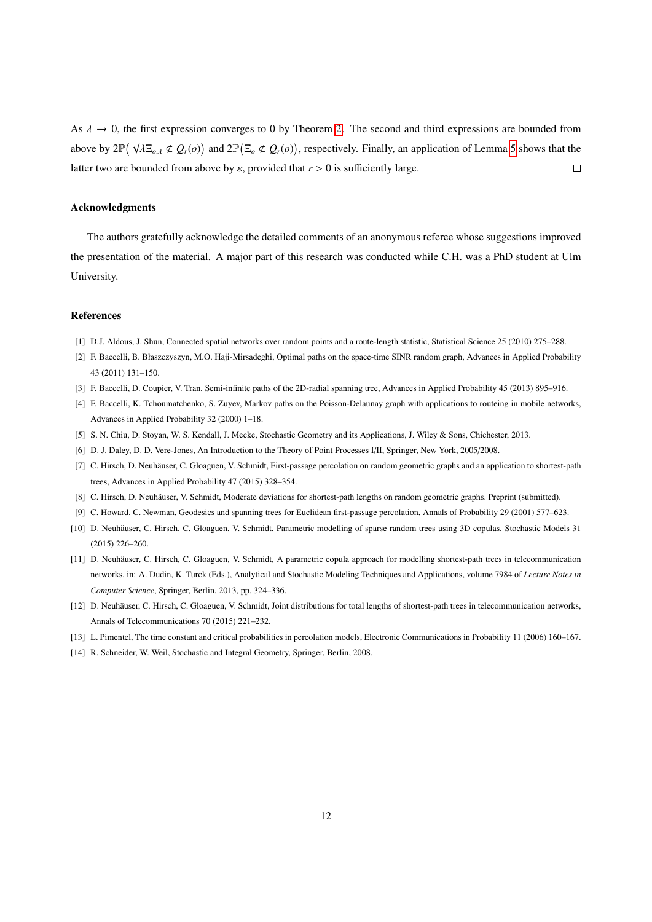As $\lambda \to 0$, the first expression converges to 0 by Theorem 2. The second and third expressions are bounded from above by $2\mathbb{P}\big(\sqrt{\lambda}\Xi_{o,\lambda} \not\subset Q_r(o)\big)$ and $2\mathbb{P}\big(\Xi_o \not\subset Q_r(o)\big)$, respectively. Finally, an application of Lemma 5 shows that the latter two are bounded from above by $\varepsilon$, provided that $r > 0$ is sufficiently large. □

### Acknowledgments

The authors gratefully acknowledge the detailed comments of an anonymous referee whose suggestions improved the presentation of the material. A major part of this research was conducted while C.H. was a PhD student at Ulm University.

### References

[1] D.J. Aldous, J. Shun, Connected spatial networks over random points and a route-length statistic, Statistical Science 25 (2010) 275–288.

[2] F. Baccelli, B. Błaszczyszyn, M.O. Haji-Mirsadeghi, Optimal paths on the space-time SINR random graph, Advances in Applied Probability 43 (2011) 131–150.

[3] F. Baccelli, D. Coupier, V. Tran, Semi-infinite paths of the 2D-radial spanning tree, Advances in Applied Probability 45 (2013) 895–916.

[4] F. Baccelli, K. Tchoumatchenko, S. Zuyev, Markov paths on the Poisson-Delaunay graph with applications to routeing in mobile networks, Advances in Applied Probability 32 (2000) 1–18.

[5] S. N. Chiu, D. Stoyan, W. S. Kendall, J. Mecke, Stochastic Geometry and its Applications, J. Wiley & Sons, Chichester, 2013.

[6] D. J. Daley, D. D. Vere-Jones, An Introduction to the Theory of Point Processes I/II, Springer, New York, 2005/2008.

[7] C. Hirsch, D. Neuhäuser, C. Gloaguen, V. Schmidt, First-passage percolation on random geometric graphs and an application to shortest-path trees, Advances in Applied Probability 47 (2015) 328–354.

[8] C. Hirsch, D. Neuhäuser, V. Schmidt, Moderate deviations for shortest-path lengths on random geometric graphs. Preprint (submitted).

[9] C. Howard, C. Newman, Geodesics and spanning trees for Euclidean first-passage percolation, Annals of Probability 29 (2001) 577–623.

[10] D. Neuhäuser, C. Hirsch, C. Gloaguen, V. Schmidt, Parametric modelling of sparse random trees using 3D copulas, Stochastic Models 31 (2015) 226–260.

[11] D. Neuhäuser, C. Hirsch, C. Gloaguen, V. Schmidt, A parametric copula approach for modelling shortest-path trees in telecommunication networks, in: A. Dudin, K. Turck (Eds.), Analytical and Stochastic Modeling Techniques and Applications, volume 7984 of *Lecture Notes in Computer Science*, Springer, Berlin, 2013, pp. 324–336.

[12] D. Neuhäuser, C. Hirsch, C. Gloaguen, V. Schmidt, Joint distributions for total lengths of shortest-path trees in telecommunication networks, Annals of Telecommunications 70 (2015) 221–232.

[13] L. Pimentel, The time constant and critical probabilities in percolation models, Electronic Communications in Probability 11 (2006) 160–167.

[14] R. Schneider, W. Weil, Stochastic and Integral Geometry, Springer, Berlin, 2008.